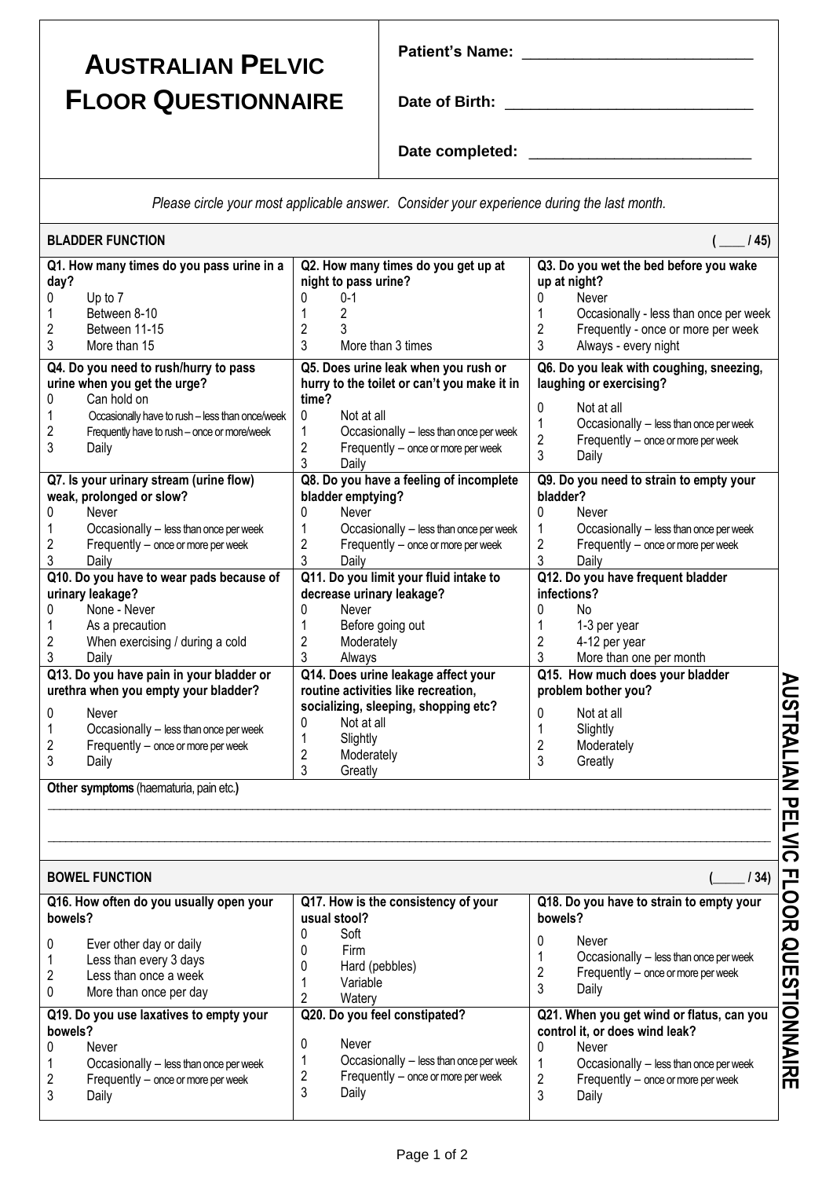# Australian Pelvic Floor Questionnaire

**Patient's Name:** ___________________________

**Date of Birth:** ___________________________

**Date completed:** ___________________________

*Please circle your most applicable answer. Consider your experience during the last month.*

## BLADDER FUNCTION (____ / 45)

**Q1. How many times do you pass urine in a day?**
- 0 Up to 7
- 1 Between 8-10
- 2 Between 11-15
- 3 More than 15

**Q2. How many times do you get up at night to pass urine?**
- 0 0-1
- 1 2
- 2 3
- 3 More than 3 times

**Q3. Do you wet the bed before you wake up at night?**
- 0 Never
- 1 Occasionally - less than once per week
- 2 Frequently - once or more per week
- 3 Always - every night

**Q4. Do you need to rush/hurry to pass urine when you get the urge?**
- 0 Can hold on
- 1 Occasionally have to rush – less than once/week
- 2 Frequently have to rush – once or more/week
- 3 Daily

**Q5. Does urine leak when you rush or hurry to the toilet or can't you make it in time?**
- 0 Not at all
- 1 Occasionally – less than once per week
- 2 Frequently – once or more per week
- 3 Daily

**Q6. Do you leak with coughing, sneezing, laughing or exercising?**
- 0 Not at all
- 1 Occasionally – less than once per week
- 2 Frequently – once or more per week
- 3 Daily

**Q7. Is your urinary stream (urine flow) weak, prolonged or slow?**
- 0 Never
- 1 Occasionally – less than once per week
- 2 Frequently – once or more per week
- 3 Daily

**Q8. Do you have a feeling of incomplete bladder emptying?**
- 0 Never
- 1 Occasionally – less than once per week
- 2 Frequently – once or more per week
- 3 Daily

**Q9. Do you need to strain to empty your bladder?**
- 0 Never
- 1 Occasionally – less than once per week
- 2 Frequently – once or more per week
- 3 Daily

**Q10. Do you have to wear pads because of urinary leakage?**
- 0 None - Never
- 1 As a precaution
- 2 When exercising / during a cold
- 3 Daily

**Q11. Do you limit your fluid intake to decrease urinary leakage?**
- 0 Never
- 1 Before going out
- 2 Moderately
- 3 Always

**Q12. Do you have frequent bladder infections?**
- 0 No
- 1 1-3 per year
- 2 4-12 per year
- 3 More than one per month

**Q13. Do you have pain in your bladder or urethra when you empty your bladder?**
- 0 Never
- 1 Occasionally – less than once per week
- 2 Frequently – once or more per week
- 3 Daily

**Q14. Does urine leakage affect your routine activities like recreation, socializing, sleeping, shopping etc?**
- 0 Not at all
- 1 Slightly
- 2 Moderately
- 3 Greatly

**Q15. How much does your bladder problem bother you?**
- 0 Not at all
- 1 Slightly
- 2 Moderately
- 3 Greatly

**Other symptoms** (haematuria, pain etc.)

_______________________________________________________________

_______________________________________________________________

## BOWEL FUNCTION (_____ / 34)

**Q16. How often do you usually open your bowels?**
- 0 Ever other day or daily
- 1 Less than every 3 days
- 2 Less than once a week
- 0 More than once per day

**Q17. How is the consistency of your usual stool?**
- 0 Soft
- 0 Firm
- 0 Hard (pebbles)
- 1 Variable
- 2 Watery

**Q18. Do you have to strain to empty your bowels?**
- 0 Never
- 1 Occasionally – less than once per week
- 2 Frequently – once or more per week
- 3 Daily

**Q19. Do you use laxatives to empty your bowels?**
- 0 Never
- 1 Occasionally – less than once per week
- 2 Frequently – once or more per week
- 3 Daily

**Q20. Do you feel constipated?**
- 0 Never
- 1 Occasionally – less than once per week
- 2 Frequently – once or more per week
- 3 Daily

**Q21. When you get wind or flatus, can you control it, or does wind leak?**
- 0 Never
- 1 Occasionally – less than once per week
- 2 Frequently – once or more per week
- 3 Daily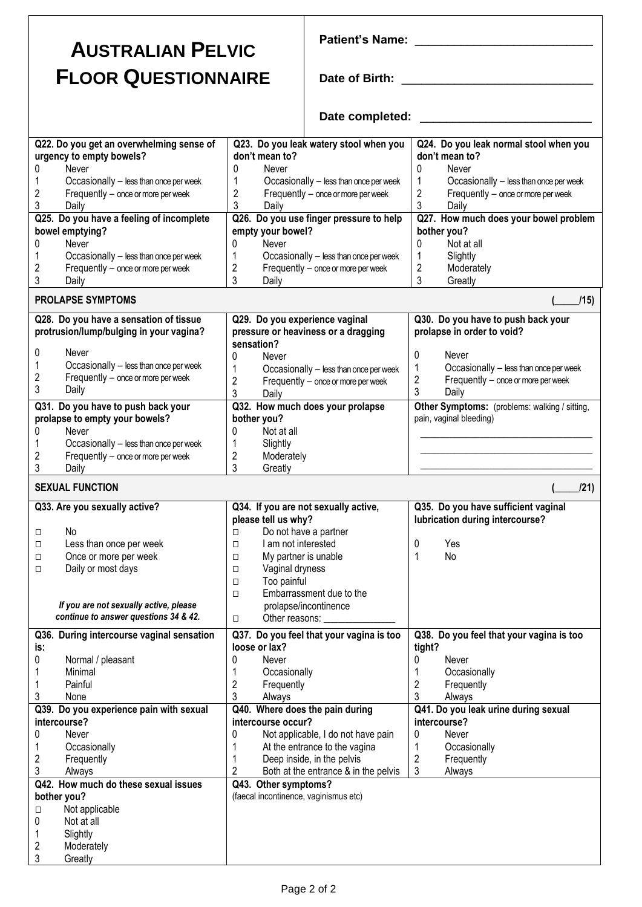# AUSTRALIAN PELVIC FLOOR QUESTIONNAIRE

**Patient's Name:** ___________________________

**Date of Birth:** ____________________________

**Date completed:** __________________________

**Q22. Do you get an overwhelming sense of urgency to empty bowels?**
0 Never
1 Occasionally – less than once per week
2 Frequently – once or more per week
3 Daily

**Q23. Do you leak watery stool when you don't mean to?**
0 Never
1 Occasionally – less than once per week
2 Frequently – once or more per week
3 Daily

**Q24. Do you leak normal stool when you don't mean to?**
0 Never
1 Occasionally – less than once per week
2 Frequently – once or more per week
3 Daily

**Q25. Do you have a feeling of incomplete bowel emptying?**
0 Never
1 Occasionally – less than once per week
2 Frequently – once or more per week
3 Daily

**Q26. Do you use finger pressure to help empty your bowel?**
0 Never
1 Occasionally – less than once per week
2 Frequently – once or more per week
3 Daily

**Q27. How much does your bowel problem bother you?**
0 Not at all
1 Slightly
2 Moderately
3 Greatly

## PROLAPSE SYMPTOMS (_____/15)

**Q28. Do you have a sensation of tissue protrusion/lump/bulging in your vagina?**
0 Never
1 Occasionally – less than once per week
2 Frequently – once or more per week
3 Daily

**Q29. Do you experience vaginal pressure or heaviness or a dragging sensation?**
0 Never
1 Occasionally – less than once per week
2 Frequently – once or more per week
3 Daily

**Q30. Do you have to push back your prolapse in order to void?**
0 Never
1 Occasionally – less than once per week
2 Frequently – once or more per week
3 Daily

**Q31. Do you have to push back your prolapse to empty your bowels?**
0 Never
1 Occasionally – less than once per week
2 Frequently – once or more per week
3 Daily

**Q32. How much does your prolapse bother you?**
0 Not at all
1 Slightly
2 Moderately
3 Greatly

**Other Symptoms:** (problems: walking / sitting, pain, vaginal bleeding)
___________________________________
___________________________________
___________________________________

## SEXUAL FUNCTION (_____/21)

**Q33. Are you sexually active?**
□ No
□ Less than once per week
□ Once or more per week
□ Daily or most days

***If you are not sexually active, please continue to answer questions 34 & 42.***

**Q34. If you are not sexually active, please tell us why?**
□ Do not have a partner
□ I am not interested
□ My partner is unable
□ Vaginal dryness
□ Too painful
□ Embarrassment due to the prolapse/incontinence
□ Other reasons: ______________

**Q35. Do you have sufficient vaginal lubrication during intercourse?**
0 Yes
1 No

**Q36. During intercourse vaginal sensation is:**
0 Normal / pleasant
1 Minimal
1 Painful
3 None

**Q37. Do you feel that your vagina is too loose or lax?**
0 Never
1 Occasionally
2 Frequently
3 Always

**Q38. Do you feel that your vagina is too tight?**
0 Never
1 Occasionally
2 Frequently
3 Always

**Q39. Do you experience pain with sexual intercourse?**
0 Never
1 Occasionally
2 Frequently
3 Always

**Q40. Where does the pain during intercourse occur?**
0 Not applicable, I do not have pain
1 At the entrance to the vagina
1 Deep inside, in the pelvis
2 Both at the entrance & in the pelvis

**Q41. Do you leak urine during sexual intercourse?**
0 Never
1 Occasionally
2 Frequently
3 Always

**Q42. How much do these sexual issues bother you?**
□ Not applicable
0 Not at all
1 Slightly
2 Moderately
3 Greatly

**Q43. Other symptoms?**
(faecal incontinence, vaginismus etc)